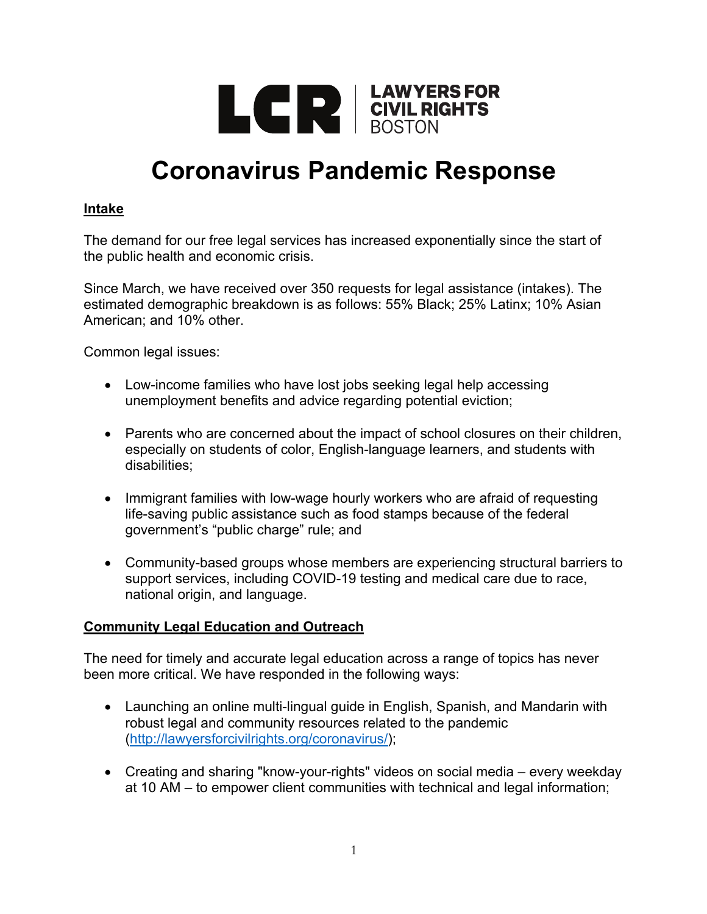LCR | LAWYERS FOR CIVIL RIGHTS BOSTON

# Coronavirus Pandemic Response

## Intake

The demand for our free legal services has increased exponentially since the start of the public health and economic crisis.

Since March, we have received over 350 requests for legal assistance (intakes). The estimated demographic breakdown is as follows: 55% Black; 25% Latinx; 10% Asian American; and 10% other.

Common legal issues:

- Low-income families who have lost jobs seeking legal help accessing unemployment benefits and advice regarding potential eviction;
- Parents who are concerned about the impact of school closures on their children, especially on students of color, English-language learners, and students with disabilities;
- Immigrant families with low-wage hourly workers who are afraid of requesting life-saving public assistance such as food stamps because of the federal government's "public charge" rule; and
- Community-based groups whose members are experiencing structural barriers to support services, including COVID-19 testing and medical care due to race, national origin, and language.

## Community Legal Education and Outreach

The need for timely and accurate legal education across a range of topics has never been more critical. We have responded in the following ways:

- Launching an online multi-lingual guide in English, Spanish, and Mandarin with robust legal and community resources related to the pandemic (http://lawyersforcivilrights.org/coronavirus/);
- Creating and sharing "know-your-rights" videos on social media – every weekday at 10 AM – to empower client communities with technical and legal information;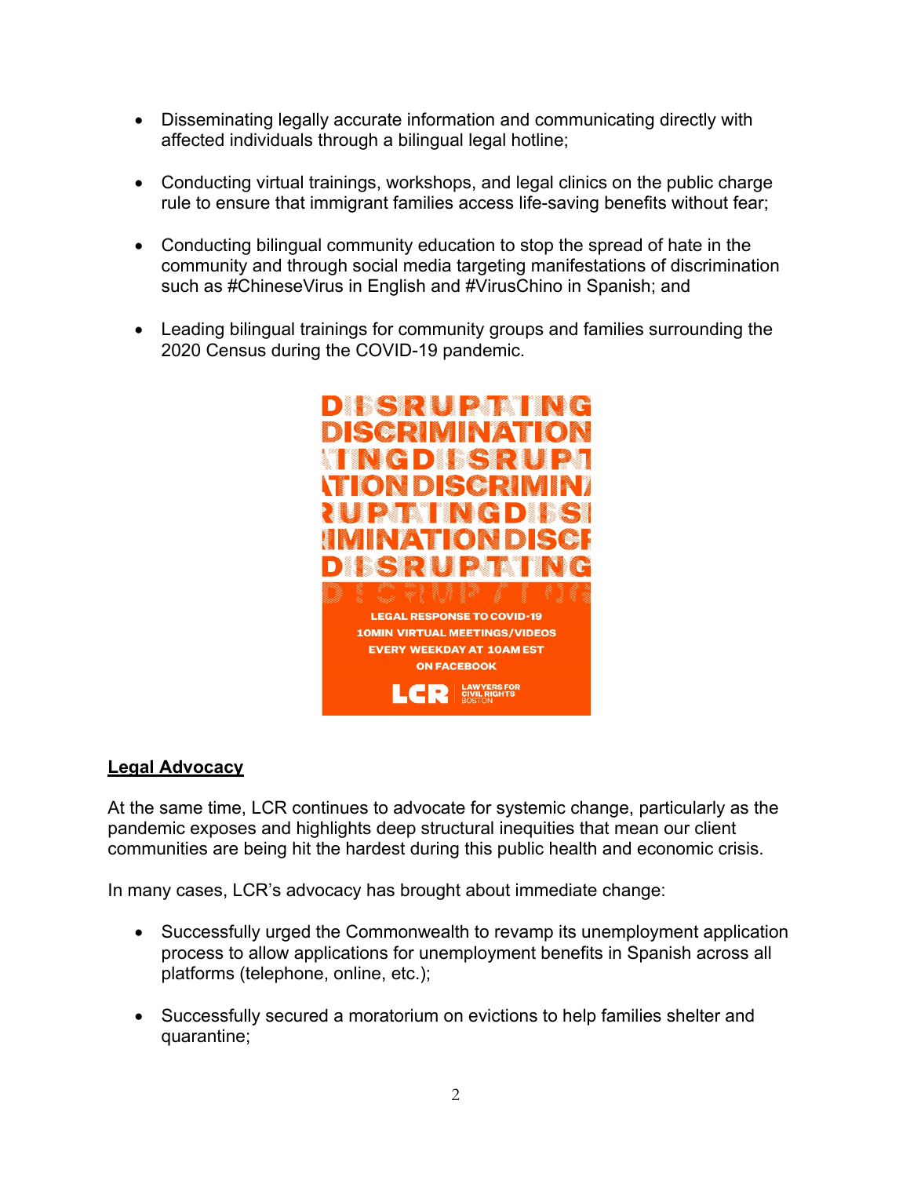- Disseminating legally accurate information and communicating directly with affected individuals through a bilingual legal hotline;

- Conducting virtual trainings, workshops, and legal clinics on the public charge rule to ensure that immigrant families access life-saving benefits without fear;

- Conducting bilingual community education to stop the spread of hate in the community and through social media targeting manifestations of discrimination such as #ChineseVirus in English and #VirusChino in Spanish; and

- Leading bilingual trainings for community groups and families surrounding the 2020 Census during the COVID-19 pandemic.

DISRUPTING DISCRIMINATION

LEGAL RESPONSE TO COVID-19
10MIN VIRTUAL MEETINGS/VIDEOS
EVERY WEEKDAY AT 10AM EST
ON FACEBOOK

LCR LAWYERS FOR CIVIL RIGHTS BOSTON

**Legal Advocacy**

At the same time, LCR continues to advocate for systemic change, particularly as the pandemic exposes and highlights deep structural inequities that mean our client communities are being hit the hardest during this public health and economic crisis.

In many cases, LCR's advocacy has brought about immediate change:

- Successfully urged the Commonwealth to revamp its unemployment application process to allow applications for unemployment benefits in Spanish across all platforms (telephone, online, etc.);

- Successfully secured a moratorium on evictions to help families shelter and quarantine;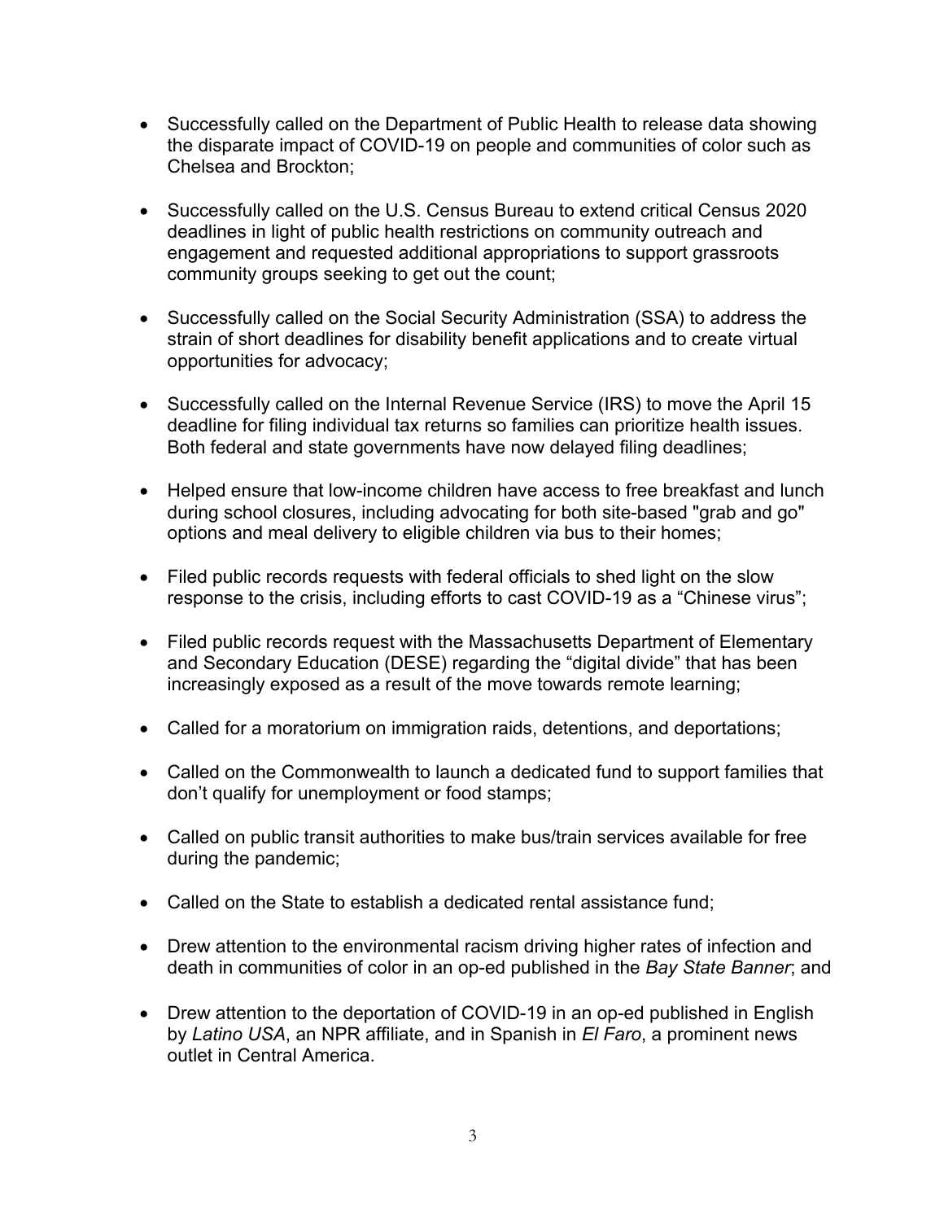- Successfully called on the Department of Public Health to release data showing the disparate impact of COVID-19 on people and communities of color such as Chelsea and Brockton;

- Successfully called on the U.S. Census Bureau to extend critical Census 2020 deadlines in light of public health restrictions on community outreach and engagement and requested additional appropriations to support grassroots community groups seeking to get out the count;

- Successfully called on the Social Security Administration (SSA) to address the strain of short deadlines for disability benefit applications and to create virtual opportunities for advocacy;

- Successfully called on the Internal Revenue Service (IRS) to move the April 15 deadline for filing individual tax returns so families can prioritize health issues. Both federal and state governments have now delayed filing deadlines;

- Helped ensure that low-income children have access to free breakfast and lunch during school closures, including advocating for both site-based "grab and go" options and meal delivery to eligible children via bus to their homes;

- Filed public records requests with federal officials to shed light on the slow response to the crisis, including efforts to cast COVID-19 as a “Chinese virus”;

- Filed public records request with the Massachusetts Department of Elementary and Secondary Education (DESE) regarding the “digital divide” that has been increasingly exposed as a result of the move towards remote learning;

- Called for a moratorium on immigration raids, detentions, and deportations;

- Called on the Commonwealth to launch a dedicated fund to support families that don’t qualify for unemployment or food stamps;

- Called on public transit authorities to make bus/train services available for free during the pandemic;

- Called on the State to establish a dedicated rental assistance fund;

- Drew attention to the environmental racism driving higher rates of infection and death in communities of color in an op-ed published in the *Bay State Banner*; and

- Drew attention to the deportation of COVID-19 in an op-ed published in English by *Latino USA*, an NPR affiliate, and in Spanish in *El Faro*, a prominent news outlet in Central America.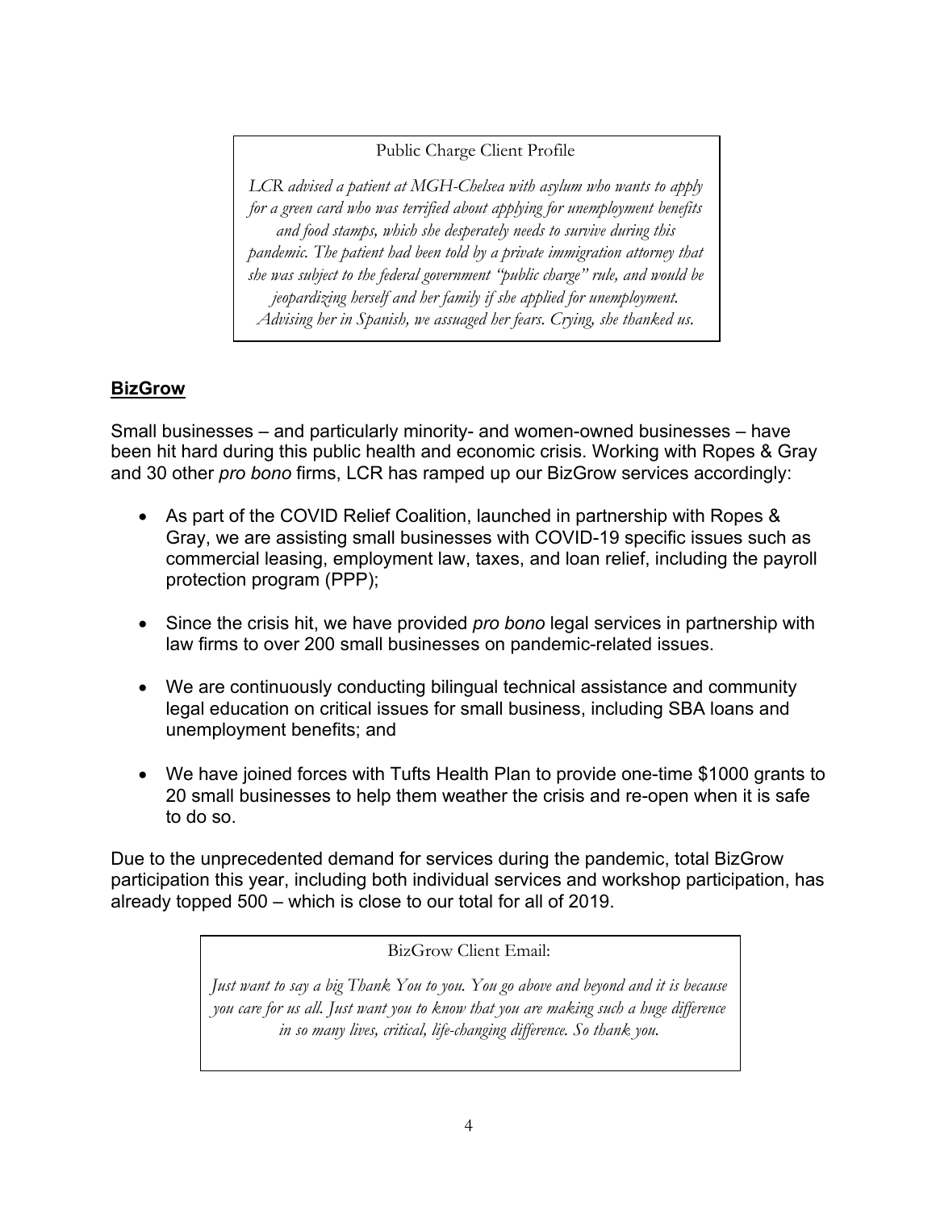> Public Charge Client Profile
>
> *LCR advised a patient at MGH-Chelsea with asylum who wants to apply for a green card who was terrified about applying for unemployment benefits and food stamps, which she desperately needs to survive during this pandemic. The patient had been told by a private immigration attorney that she was subject to the federal government "public charge" rule, and would be jeopardizing herself and her family if she applied for unemployment. Advising her in Spanish, we assuaged her fears. Crying, she thanked us.*

## **BizGrow**

Small businesses – and particularly minority- and women-owned businesses – have been hit hard during this public health and economic crisis. Working with Ropes & Gray and 30 other *pro bono* firms, LCR has ramped up our BizGrow services accordingly:

- As part of the COVID Relief Coalition, launched in partnership with Ropes & Gray, we are assisting small businesses with COVID-19 specific issues such as commercial leasing, employment law, taxes, and loan relief, including the payroll protection program (PPP);
- Since the crisis hit, we have provided *pro bono* legal services in partnership with law firms to over 200 small businesses on pandemic-related issues.
- We are continuously conducting bilingual technical assistance and community legal education on critical issues for small business, including SBA loans and unemployment benefits; and
- We have joined forces with Tufts Health Plan to provide one-time $1000 grants to 20 small businesses to help them weather the crisis and re-open when it is safe to do so.

Due to the unprecedented demand for services during the pandemic, total BizGrow participation this year, including both individual services and workshop participation, has already topped 500 – which is close to our total for all of 2019.

> BizGrow Client Email:
>
> *Just want to say a big Thank You to you. You go above and beyond and it is because you care for us all. Just want you to know that you are making such a huge difference in so many lives, critical, life-changing difference. So thank you.*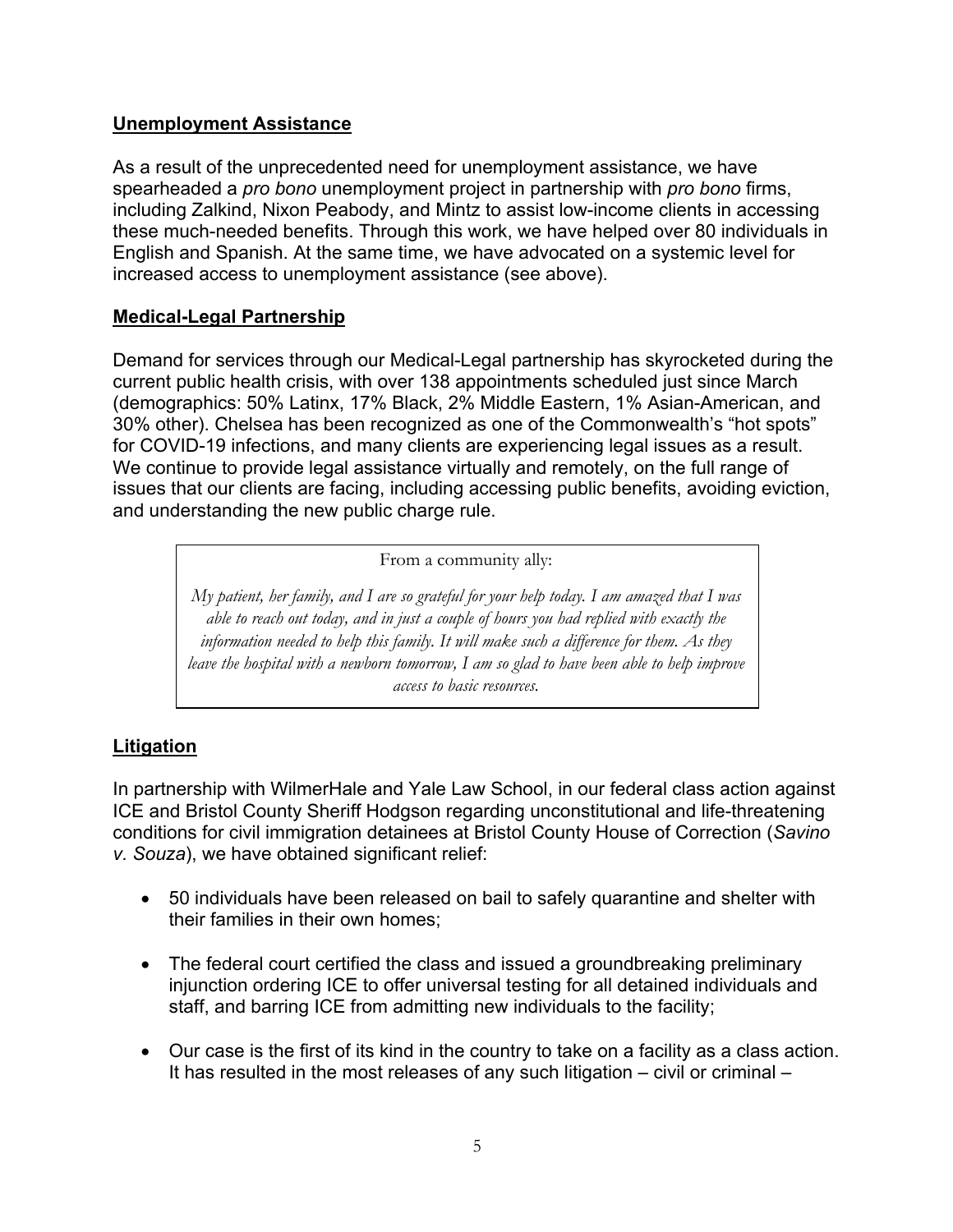## **Unemployment Assistance**

As a result of the unprecedented need for unemployment assistance, we have spearheaded a *pro bono* unemployment project in partnership with *pro bono* firms, including Zalkind, Nixon Peabody, and Mintz to assist low-income clients in accessing these much-needed benefits. Through this work, we have helped over 80 individuals in English and Spanish. At the same time, we have advocated on a systemic level for increased access to unemployment assistance (see above).

## **Medical-Legal Partnership**

Demand for services through our Medical-Legal partnership has skyrocketed during the current public health crisis, with over 138 appointments scheduled just since March (demographics: 50% Latinx, 17% Black, 2% Middle Eastern, 1% Asian-American, and 30% other). Chelsea has been recognized as one of the Commonwealth's "hot spots" for COVID-19 infections, and many clients are experiencing legal issues as a result. We continue to provide legal assistance virtually and remotely, on the full range of issues that our clients are facing, including accessing public benefits, avoiding eviction, and understanding the new public charge rule.

> From a community ally:
>
> *My patient, her family, and I are so grateful for your help today. I am amazed that I was able to reach out today, and in just a couple of hours you had replied with exactly the information needed to help this family. It will make such a difference for them. As they leave the hospital with a newborn tomorrow, I am so glad to have been able to help improve access to basic resources.*

## **Litigation**

In partnership with WilmerHale and Yale Law School, in our federal class action against ICE and Bristol County Sheriff Hodgson regarding unconstitutional and life-threatening conditions for civil immigration detainees at Bristol County House of Correction (*Savino v. Souza*), we have obtained significant relief:

- 50 individuals have been released on bail to safely quarantine and shelter with their families in their own homes;
- The federal court certified the class and issued a groundbreaking preliminary injunction ordering ICE to offer universal testing for all detained individuals and staff, and barring ICE from admitting new individuals to the facility;
- Our case is the first of its kind in the country to take on a facility as a class action. It has resulted in the most releases of any such litigation – civil or criminal –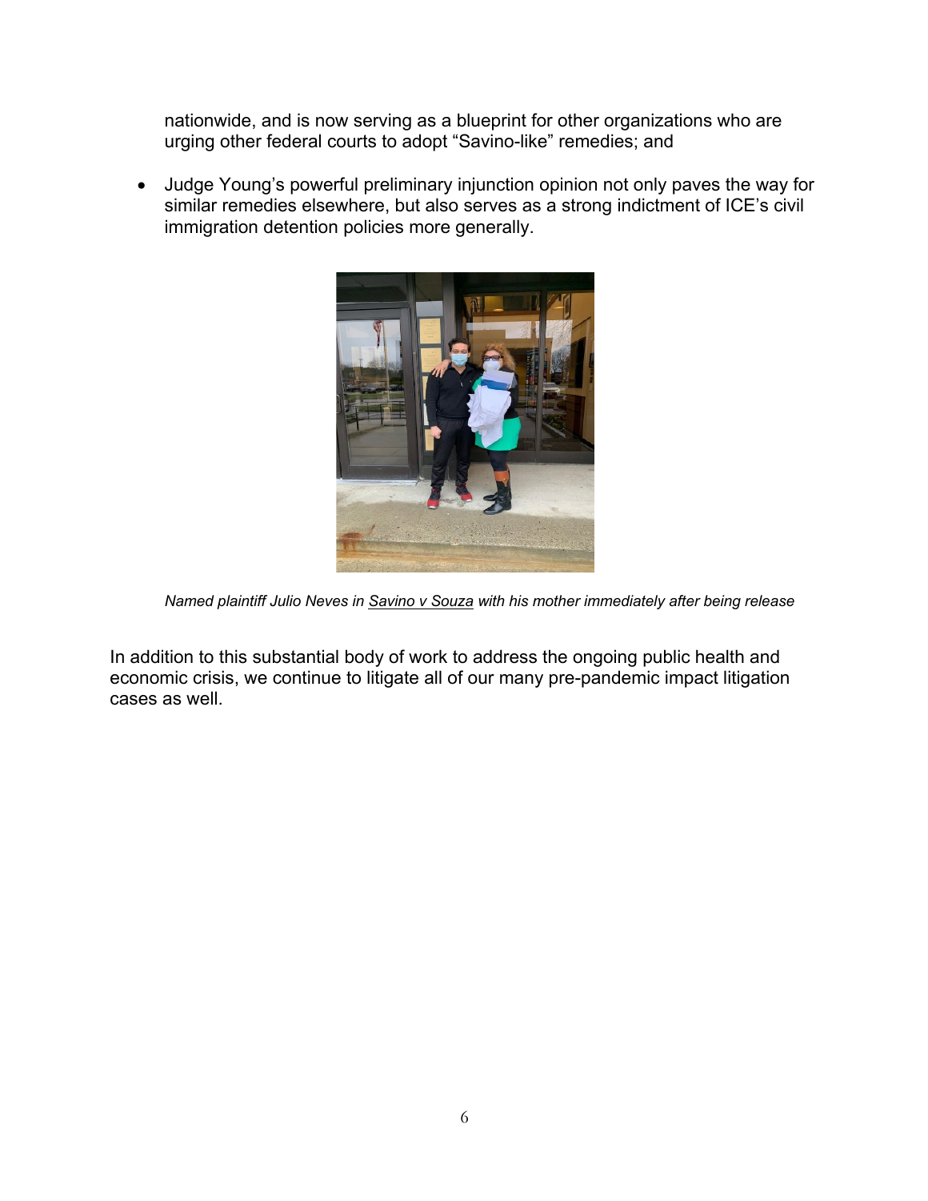nationwide, and is now serving as a blueprint for other organizations who are urging other federal courts to adopt "Savino-like" remedies; and

- Judge Young's powerful preliminary injunction opinion not only paves the way for similar remedies elsewhere, but also serves as a strong indictment of ICE's civil immigration detention policies more generally.

*Named plaintiff Julio Neves in Savino v Souza with his mother immediately after being release*

In addition to this substantial body of work to address the ongoing public health and economic crisis, we continue to litigate all of our many pre-pandemic impact litigation cases as well.